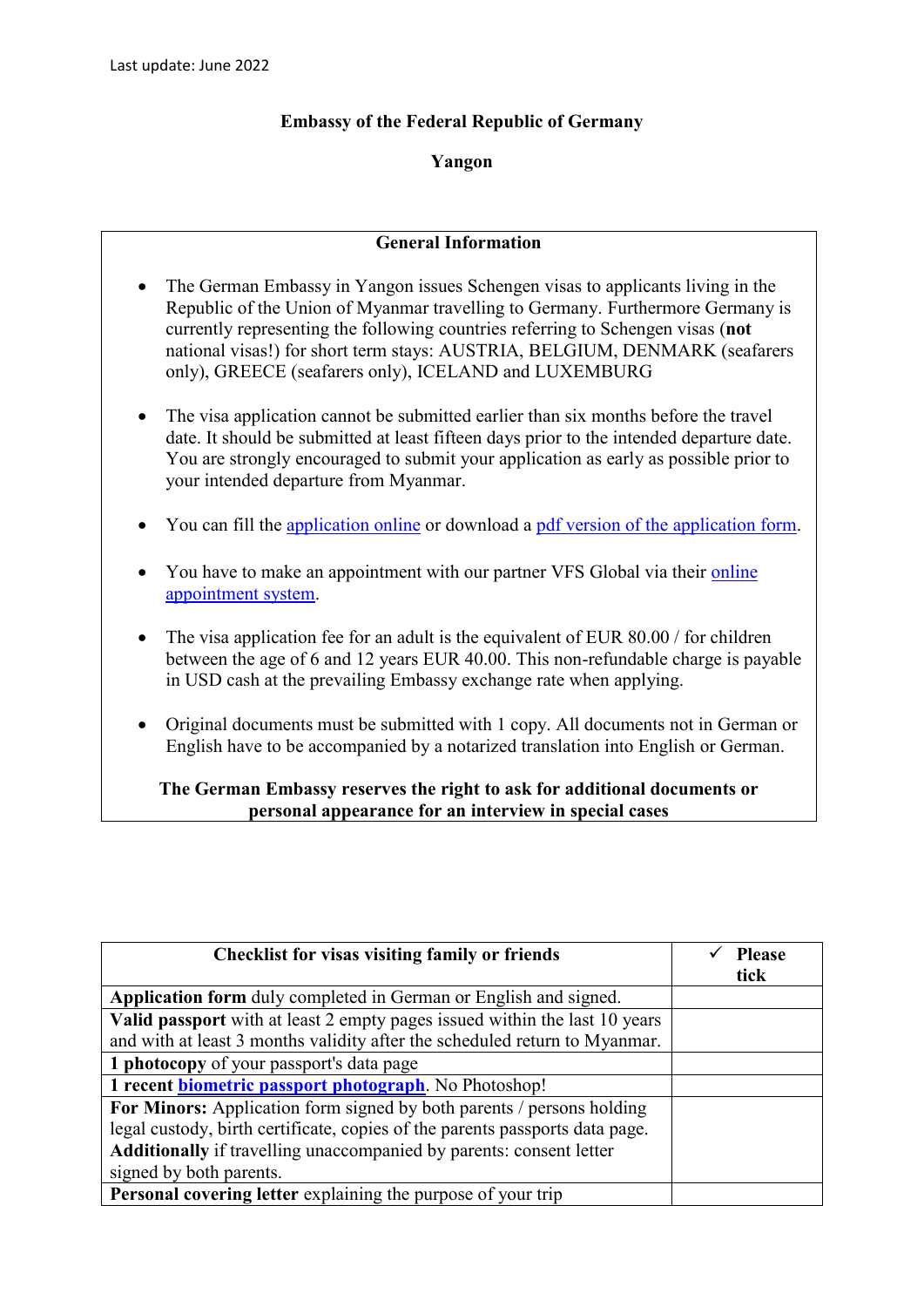Last update: June 2022

**Embassy of the Federal Republic of Germany**

**Yangon**

## General Information

- The German Embassy in Yangon issues Schengen visas to applicants living in the Republic of the Union of Myanmar travelling to Germany. Furthermore Germany is currently representing the following countries referring to Schengen visas (**not** national visas!) for short term stays: AUSTRIA, BELGIUM, DENMARK (seafarers only), GREECE (seafarers only), ICELAND and LUXEMBURG

- The visa application cannot be submitted earlier than six months before the travel date. It should be submitted at least fifteen days prior to the intended departure date. You are strongly encouraged to submit your application as early as possible prior to your intended departure from Myanmar.

- You can fill the application online or download a pdf version of the application form.

- You have to make an appointment with our partner VFS Global via their online appointment system.

- The visa application fee for an adult is the equivalent of EUR 80.00 / for children between the age of 6 and 12 years EUR 40.00. This non-refundable charge is payable in USD cash at the prevailing Embassy exchange rate when applying.

- Original documents must be submitted with 1 copy. All documents not in German or English have to be accompanied by a notarized translation into English or German.

**The German Embassy reserves the right to ask for additional documents or personal appearance for an interview in special cases**

| **Checklist for visas visiting family or friends** | ✓ **Please tick** |
|---|---|
| **Application form** duly completed in German or English and signed. | |
| **Valid passport** with at least 2 empty pages issued within the last 10 years and with at least 3 months validity after the scheduled return to Myanmar. | |
| **1 photocopy** of your passport's data page | |
| **1 recent biometric passport photograph**. No Photoshop! | |
| **For Minors:** Application form signed by both parents / persons holding legal custody, birth certificate, copies of the parents passports data page. **Additionally** if travelling unaccompanied by parents: consent letter signed by both parents. | |
| **Personal covering letter** explaining the purpose of your trip | |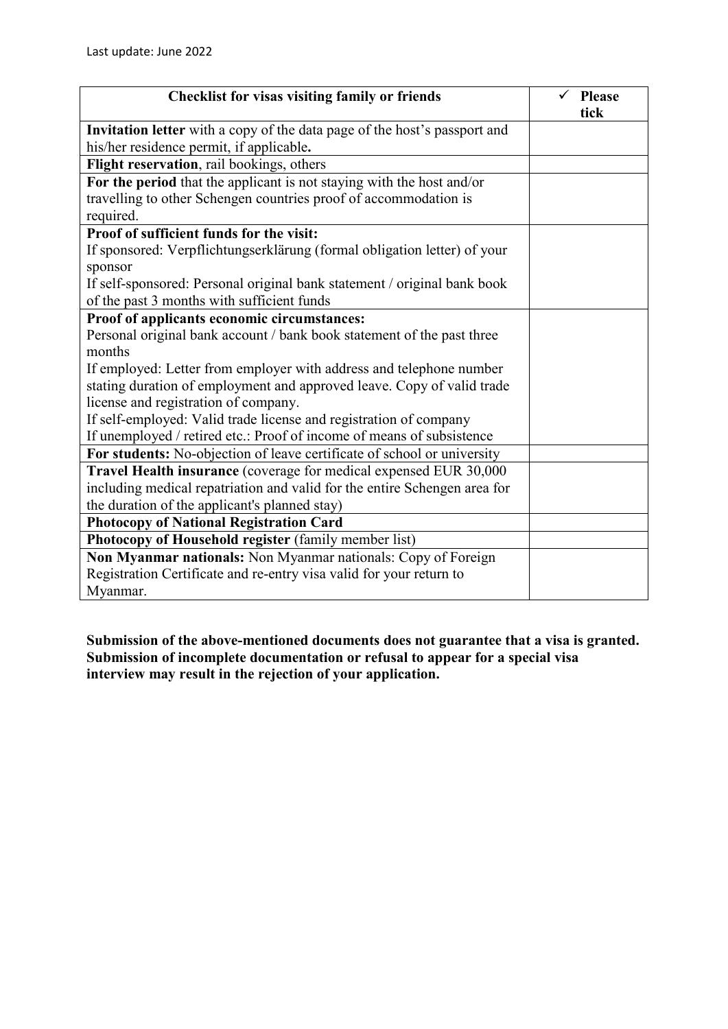Last update: June 2022

| Checklist for visas visiting family or friends | ✓ Please tick |
|---|---|
| **Invitation letter** with a copy of the data page of the host's passport and his/her residence permit, if applicable**.** | |
| **Flight reservation**, rail bookings, others | |
| **For the period** that the applicant is not staying with the host and/or travelling to other Schengen countries proof of accommodation is required. | |
| **Proof of sufficient funds for the visit:**<br>If sponsored: Verpflichtungserklärung (formal obligation letter) of your sponsor<br>If self-sponsored: Personal original bank statement / original bank book of the past 3 months with sufficient funds | |
| **Proof of applicants economic circumstances:**<br>Personal original bank account / bank book statement of the past three months<br>If employed: Letter from employer with address and telephone number stating duration of employment and approved leave. Copy of valid trade license and registration of company.<br>If self-employed: Valid trade license and registration of company<br>If unemployed / retired etc.: Proof of income of means of subsistence | |
| **For students:** No-objection of leave certificate of school or university | |
| **Travel Health insurance** (coverage for medical expensed EUR 30,000 including medical repatriation and valid for the entire Schengen area for the duration of the applicant's planned stay) | |
| **Photocopy of National Registration Card** | |
| **Photocopy of Household register** (family member list) | |
| **Non Myanmar nationals:** Non Myanmar nationals: Copy of Foreign Registration Certificate and re-entry visa valid for your return to Myanmar. | |

**Submission of the above-mentioned documents does not guarantee that a visa is granted. Submission of incomplete documentation or refusal to appear for a special visa interview may result in the rejection of your application.**